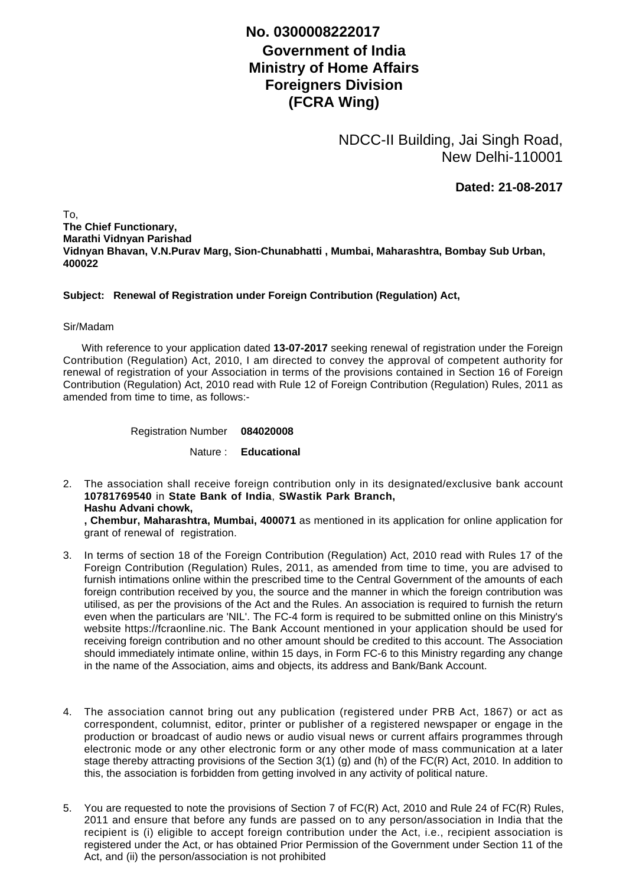**No. 0300008222017**

**Government of India**
**Ministry of Home Affairs**
**Foreigners Division**
**(FCRA Wing)**

NDCC-II Building, Jai Singh Road,
New Delhi-110001

**Dated: 21-08-2017**

To,
**The Chief Functionary,**
**Marathi Vidnyan Parishad**
**Vidnyan Bhavan, V.N.Purav Marg, Sion-Chunabhatti , Mumbai, Maharashtra, Bombay Sub Urban, 400022**

**Subject: Renewal of Registration under Foreign Contribution (Regulation) Act,**

Sir/Madam

With reference to your application dated **13-07-2017** seeking renewal of registration under the Foreign Contribution (Regulation) Act, 2010, I am directed to convey the approval of competent authority for renewal of registration of your Association in terms of the provisions contained in Section 16 of Foreign Contribution (Regulation) Act, 2010 read with Rule 12 of Foreign Contribution (Regulation) Rules, 2011 as amended from time to time, as follows:-

Registration Number **084020008**

Nature : **Educational**

2. The association shall receive foreign contribution only in its designated/exclusive bank account **10781769540** in **State Bank of India**, **SWastik Park Branch, Hashu Advani chowk, , Chembur, Maharashtra, Mumbai, 400071** as mentioned in its application for online application for grant of renewal of registration.

3. In terms of section 18 of the Foreign Contribution (Regulation) Act, 2010 read with Rules 17 of the Foreign Contribution (Regulation) Rules, 2011, as amended from time to time, you are advised to furnish intimations online within the prescribed time to the Central Government of the amounts of each foreign contribution received by you, the source and the manner in which the foreign contribution was utilised, as per the provisions of the Act and the Rules. An association is required to furnish the return even when the particulars are 'NIL'. The FC-4 form is required to be submitted online on this Ministry's website https://fcraonline.nic. The Bank Account mentioned in your application should be used for receiving foreign contribution and no other amount should be credited to this account. The Association should immediately intimate online, within 15 days, in Form FC-6 to this Ministry regarding any change in the name of the Association, aims and objects, its address and Bank/Bank Account.

4. The association cannot bring out any publication (registered under PRB Act, 1867) or act as correspondent, columnist, editor, printer or publisher of a registered newspaper or engage in the production or broadcast of audio news or audio visual news or current affairs programmes through electronic mode or any other electronic form or any other mode of mass communication at a later stage thereby attracting provisions of the Section 3(1) (g) and (h) of the FC(R) Act, 2010. In addition to this, the association is forbidden from getting involved in any activity of political nature.

5. You are requested to note the provisions of Section 7 of FC(R) Act, 2010 and Rule 24 of FC(R) Rules, 2011 and ensure that before any funds are passed on to any person/association in India that the recipient is (i) eligible to accept foreign contribution under the Act, i.e., recipient association is registered under the Act, or has obtained Prior Permission of the Government under Section 11 of the Act, and (ii) the person/association is not prohibited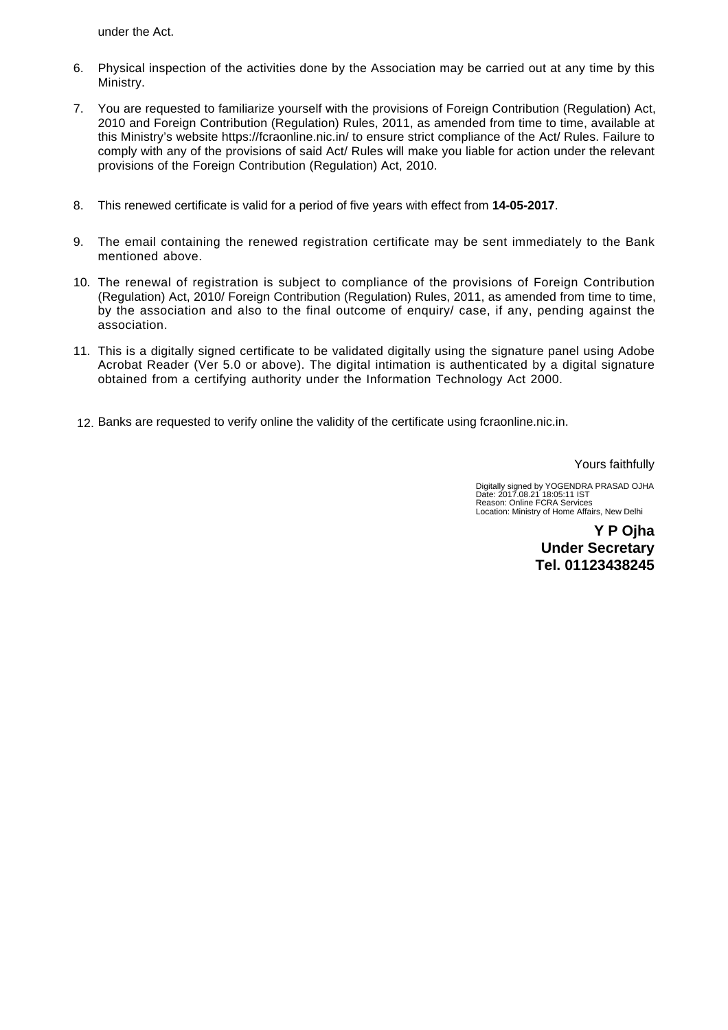under the Act.

6. Physical inspection of the activities done by the Association may be carried out at any time by this Ministry.

7. You are requested to familiarize yourself with the provisions of Foreign Contribution (Regulation) Act, 2010 and Foreign Contribution (Regulation) Rules, 2011, as amended from time to time, available at this Ministry's website https://fcraonline.nic.in/ to ensure strict compliance of the Act/ Rules. Failure to comply with any of the provisions of said Act/ Rules will make you liable for action under the relevant provisions of the Foreign Contribution (Regulation) Act, 2010.

8. This renewed certificate is valid for a period of five years with effect from **14-05-2017**.

9. The email containing the renewed registration certificate may be sent immediately to the Bank mentioned above.

10. The renewal of registration is subject to compliance of the provisions of Foreign Contribution (Regulation) Act, 2010/ Foreign Contribution (Regulation) Rules, 2011, as amended from time to time, by the association and also to the final outcome of enquiry/ case, if any, pending against the association.

11. This is a digitally signed certificate to be validated digitally using the signature panel using Adobe Acrobat Reader (Ver 5.0 or above). The digital intimation is authenticated by a digital signature obtained from a certifying authority under the Information Technology Act 2000.

12. Banks are requested to verify online the validity of the certificate using fcraonline.nic.in.

Yours faithfully

Digitally signed by YOGENDRA PRASAD OJHA
Date: 2017.08.21 18:05:11 IST
Reason: Online FCRA Services
Location: Ministry of Home Affairs, New Delhi

**Y P Ojha**
**Under Secretary**
**Tel. 01123438245**